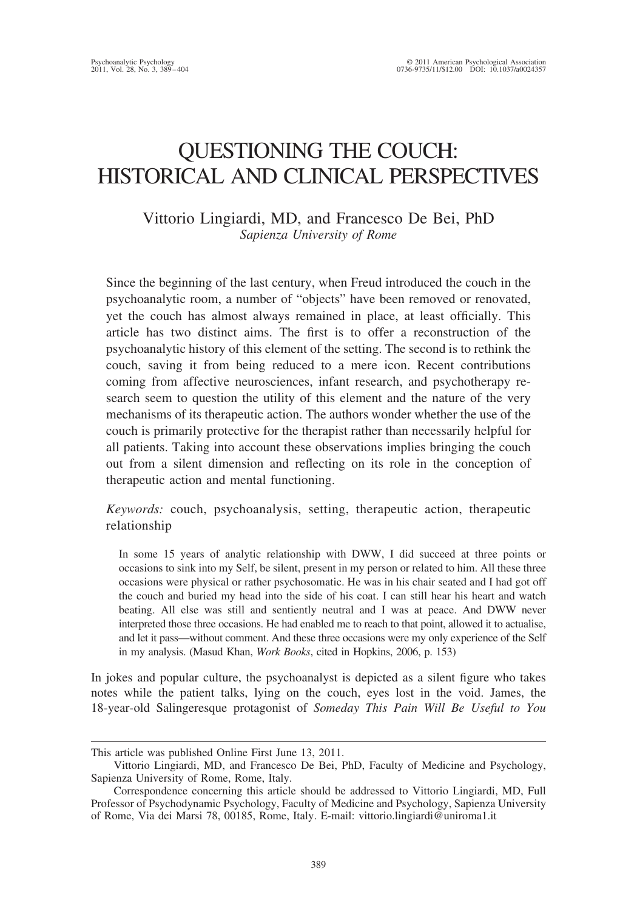# QUESTIONING THE COUCH: HISTORICAL AND CLINICAL PERSPECTIVES

Vittorio Lingiardi, MD, and Francesco De Bei, PhD
*Sapienza University of Rome*

Since the beginning of the last century, when Freud introduced the couch in the psychoanalytic room, a number of "objects" have been removed or renovated, yet the couch has almost always remained in place, at least officially. This article has two distinct aims. The first is to offer a reconstruction of the psychoanalytic history of this element of the setting. The second is to rethink the couch, saving it from being reduced to a mere icon. Recent contributions coming from affective neurosciences, infant research, and psychotherapy research seem to question the utility of this element and the nature of the very mechanisms of its therapeutic action. The authors wonder whether the use of the couch is primarily protective for the therapist rather than necessarily helpful for all patients. Taking into account these observations implies bringing the couch out from a silent dimension and reflecting on its role in the conception of therapeutic action and mental functioning.

*Keywords:* couch, psychoanalysis, setting, therapeutic action, therapeutic relationship

> In some 15 years of analytic relationship with DWW, I did succeed at three points or occasions to sink into my Self, be silent, present in my person or related to him. All these three occasions were physical or rather psychosomatic. He was in his chair seated and I had got off the couch and buried my head into the side of his coat. I can still hear his heart and watch beating. All else was still and sentiently neutral and I was at peace. And DWW never interpreted those three occasions. He had enabled me to reach to that point, allowed it to actualise, and let it pass—without comment. And these three occasions were my only experience of the Self in my analysis. (Masud Khan, *Work Books*, cited in Hopkins, 2006, p. 153)

In jokes and popular culture, the psychoanalyst is depicted as a silent figure who takes notes while the patient talks, lying on the couch, eyes lost in the void. James, the 18-year-old Salingeresque protagonist of *Someday This Pain Will Be Useful to You*

---

This article was published Online First June 13, 2011.

Vittorio Lingiardi, MD, and Francesco De Bei, PhD, Faculty of Medicine and Psychology, Sapienza University of Rome, Rome, Italy.

Correspondence concerning this article should be addressed to Vittorio Lingiardi, MD, Full Professor of Psychodynamic Psychology, Faculty of Medicine and Psychology, Sapienza University of Rome, Via dei Marsi 78, 00185, Rome, Italy. E-mail: vittorio.lingiardi@uniroma1.it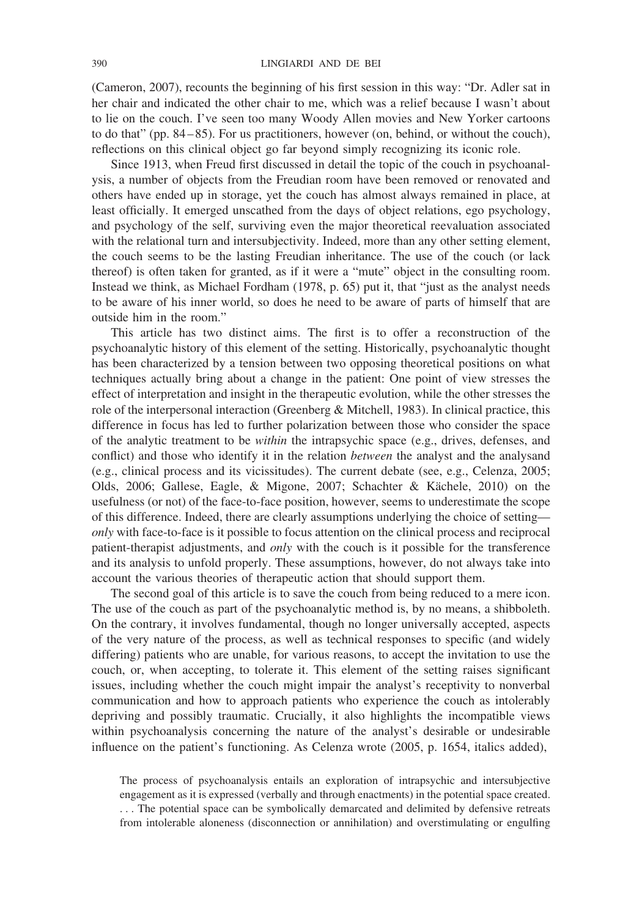(Cameron, 2007), recounts the beginning of his first session in this way: "Dr. Adler sat in her chair and indicated the other chair to me, which was a relief because I wasn't about to lie on the couch. I've seen too many Woody Allen movies and New Yorker cartoons to do that" (pp. 84–85). For us practitioners, however (on, behind, or without the couch), reflections on this clinical object go far beyond simply recognizing its iconic role.

Since 1913, when Freud first discussed in detail the topic of the couch in psychoanalysis, a number of objects from the Freudian room have been removed or renovated and others have ended up in storage, yet the couch has almost always remained in place, at least officially. It emerged unscathed from the days of object relations, ego psychology, and psychology of the self, surviving even the major theoretical reevaluation associated with the relational turn and intersubjectivity. Indeed, more than any other setting element, the couch seems to be the lasting Freudian inheritance. The use of the couch (or lack thereof) is often taken for granted, as if it were a "mute" object in the consulting room. Instead we think, as Michael Fordham (1978, p. 65) put it, that "just as the analyst needs to be aware of his inner world, so does he need to be aware of parts of himself that are outside him in the room."

This article has two distinct aims. The first is to offer a reconstruction of the psychoanalytic history of this element of the setting. Historically, psychoanalytic thought has been characterized by a tension between two opposing theoretical positions on what techniques actually bring about a change in the patient: One point of view stresses the effect of interpretation and insight in the therapeutic evolution, while the other stresses the role of the interpersonal interaction (Greenberg & Mitchell, 1983). In clinical practice, this difference in focus has led to further polarization between those who consider the space of the analytic treatment to be *within* the intrapsychic space (e.g., drives, defenses, and conflict) and those who identify it in the relation *between* the analyst and the analysand (e.g., clinical process and its vicissitudes). The current debate (see, e.g., Celenza, 2005; Olds, 2006; Gallese, Eagle, & Migone, 2007; Schachter & Kächele, 2010) on the usefulness (or not) of the face-to-face position, however, seems to underestimate the scope of this difference. Indeed, there are clearly assumptions underlying the choice of setting—*only* with face-to-face is it possible to focus attention on the clinical process and reciprocal patient-therapist adjustments, and *only* with the couch is it possible for the transference and its analysis to unfold properly. These assumptions, however, do not always take into account the various theories of therapeutic action that should support them.

The second goal of this article is to save the couch from being reduced to a mere icon. The use of the couch as part of the psychoanalytic method is, by no means, a shibboleth. On the contrary, it involves fundamental, though no longer universally accepted, aspects of the very nature of the process, as well as technical responses to specific (and widely differing) patients who are unable, for various reasons, to accept the invitation to use the couch, or, when accepting, to tolerate it. This element of the setting raises significant issues, including whether the couch might impair the analyst's receptivity to nonverbal communication and how to approach patients who experience the couch as intolerably depriving and possibly traumatic. Crucially, it also highlights the incompatible views within psychoanalysis concerning the nature of the analyst's desirable or undesirable influence on the patient's functioning. As Celenza wrote (2005, p. 1654, italics added),

> The process of psychoanalysis entails an exploration of intrapsychic and intersubjective engagement as it is expressed (verbally and through enactments) in the potential space created. . . . The potential space can be symbolically demarcated and delimited by defensive retreats from intolerable aloneness (disconnection or annihilation) and overstimulating or engulfing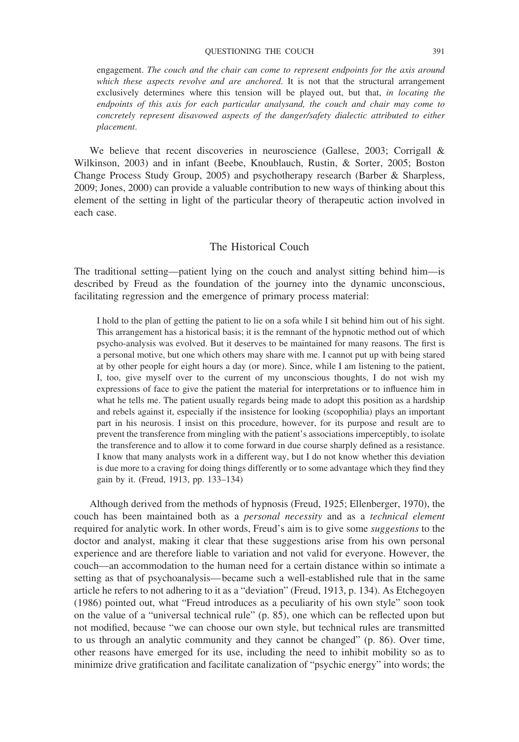engagement. *The couch and the chair can come to represent endpoints for the axis around which these aspects revolve and are anchored*. It is not that the structural arrangement exclusively determines where this tension will be played out, but that, *in locating the endpoints of this axis for each particular analysand, the couch and chair may come to concretely represent disavowed aspects of the danger/safety dialectic attributed to either placement*.

We believe that recent discoveries in neuroscience (Gallese, 2003; Corrigall & Wilkinson, 2003) and in infant (Beebe, Knoublauch, Rustin, & Sorter, 2005; Boston Change Process Study Group, 2005) and psychotherapy research (Barber & Sharpless, 2009; Jones, 2000) can provide a valuable contribution to new ways of thinking about this element of the setting in light of the particular theory of therapeutic action involved in each case.

## The Historical Couch

The traditional setting—patient lying on the couch and analyst sitting behind him—is described by Freud as the foundation of the journey into the dynamic unconscious, facilitating regression and the emergence of primary process material:

> I hold to the plan of getting the patient to lie on a sofa while I sit behind him out of his sight. This arrangement has a historical basis; it is the remnant of the hypnotic method out of which psycho-analysis was evolved. But it deserves to be maintained for many reasons. The first is a personal motive, but one which others may share with me. I cannot put up with being stared at by other people for eight hours a day (or more). Since, while I am listening to the patient, I, too, give myself over to the current of my unconscious thoughts, I do not wish my expressions of face to give the patient the material for interpretations or to influence him in what he tells me. The patient usually regards being made to adopt this position as a hardship and rebels against it, especially if the insistence for looking (scopophilia) plays an important part in his neurosis. I insist on this procedure, however, for its purpose and result are to prevent the transference from mingling with the patient's associations imperceptibly, to isolate the transference and to allow it to come forward in due course sharply defined as a resistance. I know that many analysts work in a different way, but I do not know whether this deviation is due more to a craving for doing things differently or to some advantage which they find they gain by it. (Freud, 1913, pp. 133–134)

Although derived from the methods of hypnosis (Freud, 1925; Ellenberger, 1970), the couch has been maintained both as a *personal necessity* and as a *technical element* required for analytic work. In other words, Freud's aim is to give some *suggestions* to the doctor and analyst, making it clear that these suggestions arise from his own personal experience and are therefore liable to variation and not valid for everyone. However, the couch—an accommodation to the human need for a certain distance within so intimate a setting as that of psychoanalysis—became such a well-established rule that in the same article he refers to not adhering to it as a "deviation" (Freud, 1913, p. 134). As Etchegoyen (1986) pointed out, what "Freud introduces as a peculiarity of his own style" soon took on the value of a "universal technical rule" (p. 85), one which can be reflected upon but not modified, because "we can choose our own style, but technical rules are transmitted to us through an analytic community and they cannot be changed" (p. 86). Over time, other reasons have emerged for its use, including the need to inhibit mobility so as to minimize drive gratification and facilitate canalization of "psychic energy" into words; the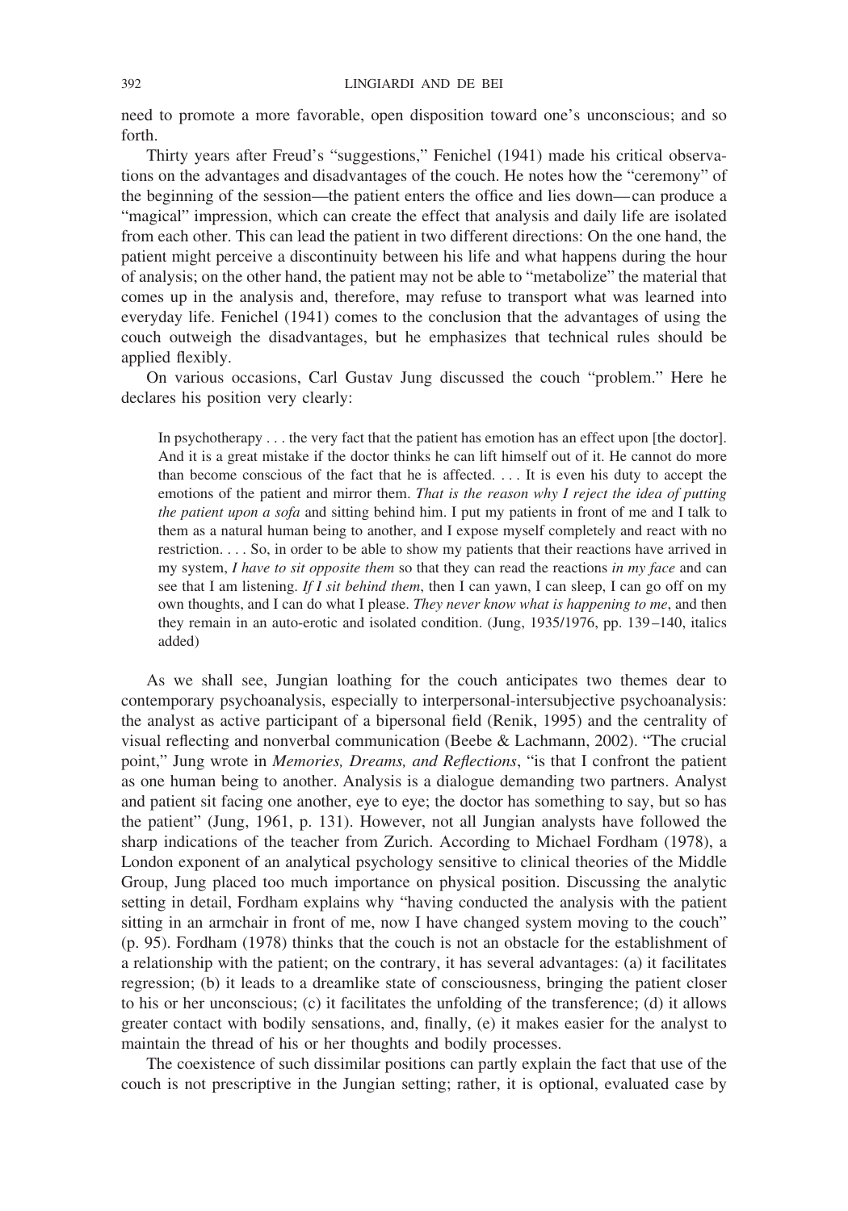need to promote a more favorable, open disposition toward one's unconscious; and so forth.

Thirty years after Freud's "suggestions," Fenichel (1941) made his critical observations on the advantages and disadvantages of the couch. He notes how the "ceremony" of the beginning of the session—the patient enters the office and lies down—can produce a "magical" impression, which can create the effect that analysis and daily life are isolated from each other. This can lead the patient in two different directions: On the one hand, the patient might perceive a discontinuity between his life and what happens during the hour of analysis; on the other hand, the patient may not be able to "metabolize" the material that comes up in the analysis and, therefore, may refuse to transport what was learned into everyday life. Fenichel (1941) comes to the conclusion that the advantages of using the couch outweigh the disadvantages, but he emphasizes that technical rules should be applied flexibly.

On various occasions, Carl Gustav Jung discussed the couch "problem." Here he declares his position very clearly:

> In psychotherapy . . . the very fact that the patient has emotion has an effect upon [the doctor]. And it is a great mistake if the doctor thinks he can lift himself out of it. He cannot do more than become conscious of the fact that he is affected. . . . It is even his duty to accept the emotions of the patient and mirror them. *That is the reason why I reject the idea of putting the patient upon a sofa* and sitting behind him. I put my patients in front of me and I talk to them as a natural human being to another, and I expose myself completely and react with no restriction. . . . So, in order to be able to show my patients that their reactions have arrived in my system, *I have to sit opposite them* so that they can read the reactions *in my face* and can see that I am listening. *If I sit behind them*, then I can yawn, I can sleep, I can go off on my own thoughts, and I can do what I please. *They never know what is happening to me*, and then they remain in an auto-erotic and isolated condition. (Jung, 1935/1976, pp. 139–140, italics added)

As we shall see, Jungian loathing for the couch anticipates two themes dear to contemporary psychoanalysis, especially to interpersonal-intersubjective psychoanalysis: the analyst as active participant of a bipersonal field (Renik, 1995) and the centrality of visual reflecting and nonverbal communication (Beebe & Lachmann, 2002). "The crucial point," Jung wrote in *Memories, Dreams, and Reflections*, "is that I confront the patient as one human being to another. Analysis is a dialogue demanding two partners. Analyst and patient sit facing one another, eye to eye; the doctor has something to say, but so has the patient" (Jung, 1961, p. 131). However, not all Jungian analysts have followed the sharp indications of the teacher from Zurich. According to Michael Fordham (1978), a London exponent of an analytical psychology sensitive to clinical theories of the Middle Group, Jung placed too much importance on physical position. Discussing the analytic setting in detail, Fordham explains why "having conducted the analysis with the patient sitting in an armchair in front of me, now I have changed system moving to the couch" (p. 95). Fordham (1978) thinks that the couch is not an obstacle for the establishment of a relationship with the patient; on the contrary, it has several advantages: (a) it facilitates regression; (b) it leads to a dreamlike state of consciousness, bringing the patient closer to his or her unconscious; (c) it facilitates the unfolding of the transference; (d) it allows greater contact with bodily sensations, and, finally, (e) it makes easier for the analyst to maintain the thread of his or her thoughts and bodily processes.

The coexistence of such dissimilar positions can partly explain the fact that use of the couch is not prescriptive in the Jungian setting; rather, it is optional, evaluated case by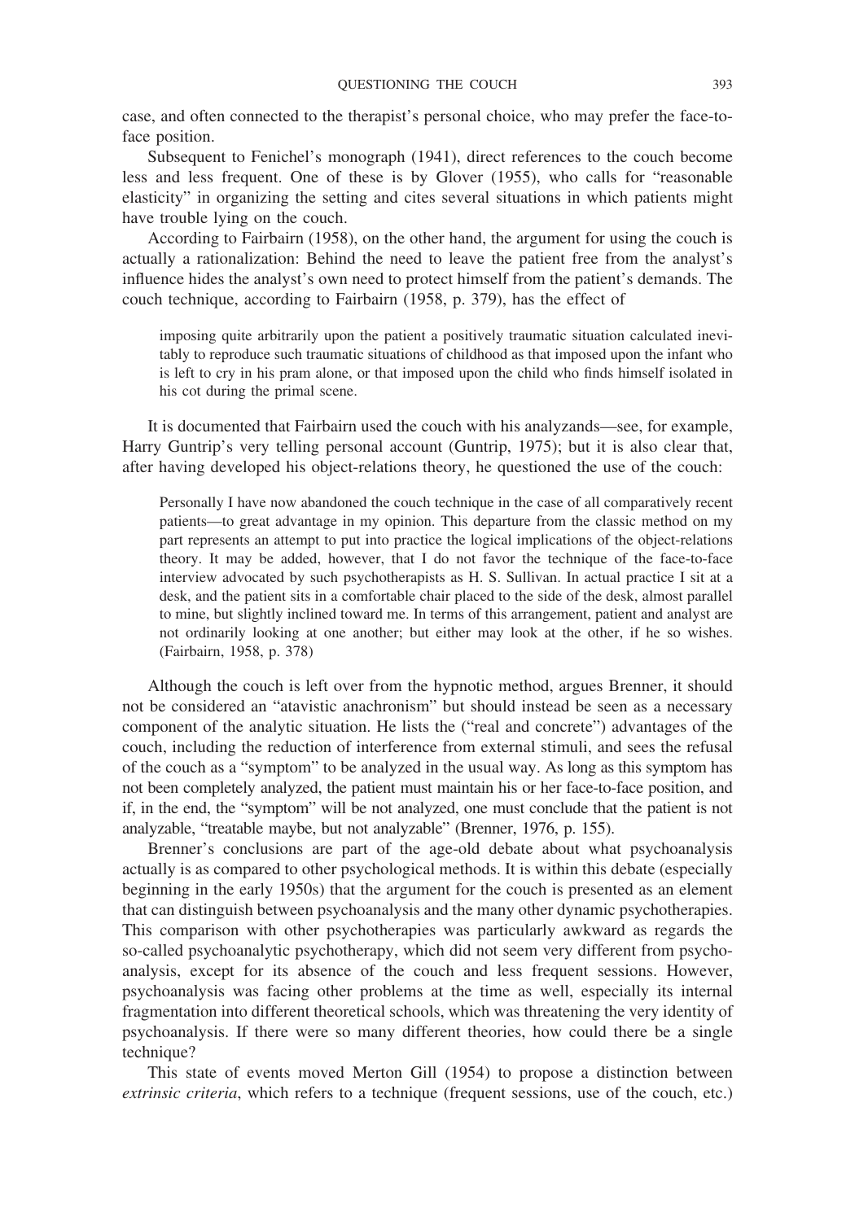case, and often connected to the therapist's personal choice, who may prefer the face-to-face position.

Subsequent to Fenichel's monograph (1941), direct references to the couch become less and less frequent. One of these is by Glover (1955), who calls for "reasonable elasticity" in organizing the setting and cites several situations in which patients might have trouble lying on the couch.

According to Fairbairn (1958), on the other hand, the argument for using the couch is actually a rationalization: Behind the need to leave the patient free from the analyst's influence hides the analyst's own need to protect himself from the patient's demands. The couch technique, according to Fairbairn (1958, p. 379), has the effect of

> imposing quite arbitrarily upon the patient a positively traumatic situation calculated inevitably to reproduce such traumatic situations of childhood as that imposed upon the infant who is left to cry in his pram alone, or that imposed upon the child who finds himself isolated in his cot during the primal scene.

It is documented that Fairbairn used the couch with his analyzands—see, for example, Harry Guntrip's very telling personal account (Guntrip, 1975); but it is also clear that, after having developed his object-relations theory, he questioned the use of the couch:

> Personally I have now abandoned the couch technique in the case of all comparatively recent patients—to great advantage in my opinion. This departure from the classic method on my part represents an attempt to put into practice the logical implications of the object-relations theory. It may be added, however, that I do not favor the technique of the face-to-face interview advocated by such psychotherapists as H. S. Sullivan. In actual practice I sit at a desk, and the patient sits in a comfortable chair placed to the side of the desk, almost parallel to mine, but slightly inclined toward me. In terms of this arrangement, patient and analyst are not ordinarily looking at one another; but either may look at the other, if he so wishes. (Fairbairn, 1958, p. 378)

Although the couch is left over from the hypnotic method, argues Brenner, it should not be considered an "atavistic anachronism" but should instead be seen as a necessary component of the analytic situation. He lists the ("real and concrete") advantages of the couch, including the reduction of interference from external stimuli, and sees the refusal of the couch as a "symptom" to be analyzed in the usual way. As long as this symptom has not been completely analyzed, the patient must maintain his or her face-to-face position, and if, in the end, the "symptom" will be not analyzed, one must conclude that the patient is not analyzable, "treatable maybe, but not analyzable" (Brenner, 1976, p. 155).

Brenner's conclusions are part of the age-old debate about what psychoanalysis actually is as compared to other psychological methods. It is within this debate (especially beginning in the early 1950s) that the argument for the couch is presented as an element that can distinguish between psychoanalysis and the many other dynamic psychotherapies. This comparison with other psychotherapies was particularly awkward as regards the so-called psychoanalytic psychotherapy, which did not seem very different from psychoanalysis, except for its absence of the couch and less frequent sessions. However, psychoanalysis was facing other problems at the time as well, especially its internal fragmentation into different theoretical schools, which was threatening the very identity of psychoanalysis. If there were so many different theories, how could there be a single technique?

This state of events moved Merton Gill (1954) to propose a distinction between *extrinsic criteria*, which refers to a technique (frequent sessions, use of the couch, etc.)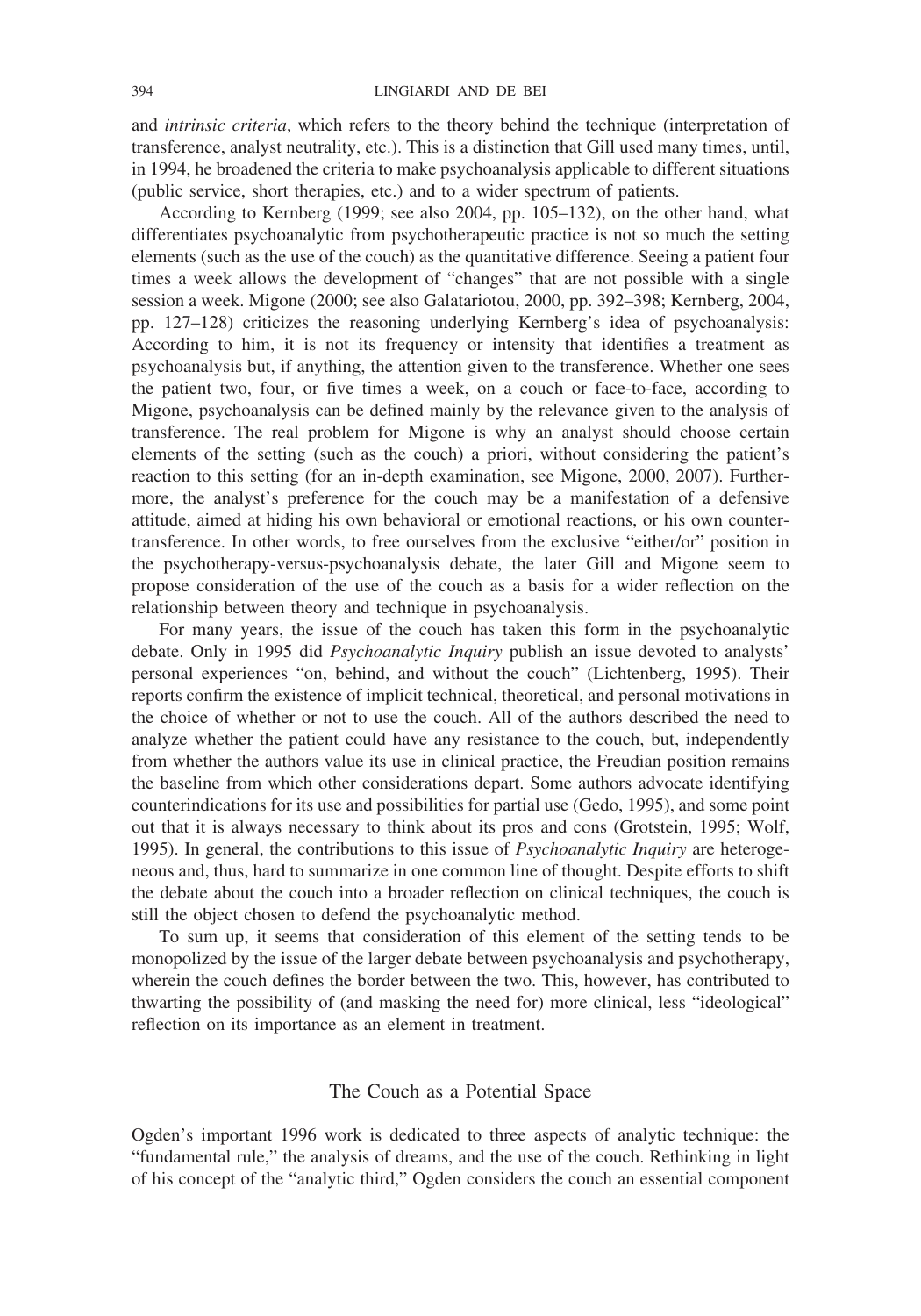and *intrinsic criteria*, which refers to the theory behind the technique (interpretation of transference, analyst neutrality, etc.). This is a distinction that Gill used many times, until, in 1994, he broadened the criteria to make psychoanalysis applicable to different situations (public service, short therapies, etc.) and to a wider spectrum of patients.

According to Kernberg (1999; see also 2004, pp. 105–132), on the other hand, what differentiates psychoanalytic from psychotherapeutic practice is not so much the setting elements (such as the use of the couch) as the quantitative difference. Seeing a patient four times a week allows the development of "changes" that are not possible with a single session a week. Migone (2000; see also Galatariotou, 2000, pp. 392–398; Kernberg, 2004, pp. 127–128) criticizes the reasoning underlying Kernberg's idea of psychoanalysis: According to him, it is not its frequency or intensity that identifies a treatment as psychoanalysis but, if anything, the attention given to the transference. Whether one sees the patient two, four, or five times a week, on a couch or face-to-face, according to Migone, psychoanalysis can be defined mainly by the relevance given to the analysis of transference. The real problem for Migone is why an analyst should choose certain elements of the setting (such as the couch) a priori, without considering the patient's reaction to this setting (for an in-depth examination, see Migone, 2000, 2007). Furthermore, the analyst's preference for the couch may be a manifestation of a defensive attitude, aimed at hiding his own behavioral or emotional reactions, or his own countertransference. In other words, to free ourselves from the exclusive "either/or" position in the psychotherapy-versus-psychoanalysis debate, the later Gill and Migone seem to propose consideration of the use of the couch as a basis for a wider reflection on the relationship between theory and technique in psychoanalysis.

For many years, the issue of the couch has taken this form in the psychoanalytic debate. Only in 1995 did *Psychoanalytic Inquiry* publish an issue devoted to analysts' personal experiences "on, behind, and without the couch" (Lichtenberg, 1995). Their reports confirm the existence of implicit technical, theoretical, and personal motivations in the choice of whether or not to use the couch. All of the authors described the need to analyze whether the patient could have any resistance to the couch, but, independently from whether the authors value its use in clinical practice, the Freudian position remains the baseline from which other considerations depart. Some authors advocate identifying counterindications for its use and possibilities for partial use (Gedo, 1995), and some point out that it is always necessary to think about its pros and cons (Grotstein, 1995; Wolf, 1995). In general, the contributions to this issue of *Psychoanalytic Inquiry* are heterogeneous and, thus, hard to summarize in one common line of thought. Despite efforts to shift the debate about the couch into a broader reflection on clinical techniques, the couch is still the object chosen to defend the psychoanalytic method.

To sum up, it seems that consideration of this element of the setting tends to be monopolized by the issue of the larger debate between psychoanalysis and psychotherapy, wherein the couch defines the border between the two. This, however, has contributed to thwarting the possibility of (and masking the need for) more clinical, less "ideological" reflection on its importance as an element in treatment.

## The Couch as a Potential Space

Ogden's important 1996 work is dedicated to three aspects of analytic technique: the "fundamental rule," the analysis of dreams, and the use of the couch. Rethinking in light of his concept of the "analytic third," Ogden considers the couch an essential component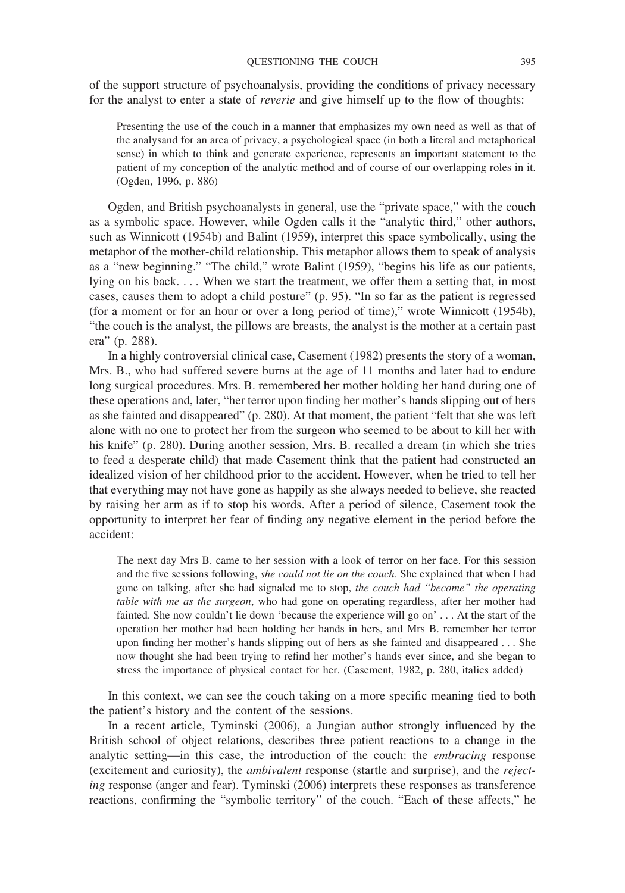of the support structure of psychoanalysis, providing the conditions of privacy necessary for the analyst to enter a state of *reverie* and give himself up to the flow of thoughts:

> Presenting the use of the couch in a manner that emphasizes my own need as well as that of the analysand for an area of privacy, a psychological space (in both a literal and metaphorical sense) in which to think and generate experience, represents an important statement to the patient of my conception of the analytic method and of course of our overlapping roles in it. (Ogden, 1996, p. 886)

Ogden, and British psychoanalysts in general, use the "private space," with the couch as a symbolic space. However, while Ogden calls it the "analytic third," other authors, such as Winnicott (1954b) and Balint (1959), interpret this space symbolically, using the metaphor of the mother-child relationship. This metaphor allows them to speak of analysis as a "new beginning." "The child," wrote Balint (1959), "begins his life as our patients, lying on his back. . . . When we start the treatment, we offer them a setting that, in most cases, causes them to adopt a child posture" (p. 95). "In so far as the patient is regressed (for a moment or for an hour or over a long period of time)," wrote Winnicott (1954b), "the couch is the analyst, the pillows are breasts, the analyst is the mother at a certain past era" (p. 288).

In a highly controversial clinical case, Casement (1982) presents the story of a woman, Mrs. B., who had suffered severe burns at the age of 11 months and later had to endure long surgical procedures. Mrs. B. remembered her mother holding her hand during one of these operations and, later, "her terror upon finding her mother's hands slipping out of hers as she fainted and disappeared" (p. 280). At that moment, the patient "felt that she was left alone with no one to protect her from the surgeon who seemed to be about to kill her with his knife" (p. 280). During another session, Mrs. B. recalled a dream (in which she tries to feed a desperate child) that made Casement think that the patient had constructed an idealized vision of her childhood prior to the accident. However, when he tried to tell her that everything may not have gone as happily as she always needed to believe, she reacted by raising her arm as if to stop his words. After a period of silence, Casement took the opportunity to interpret her fear of finding any negative element in the period before the accident:

> The next day Mrs B. came to her session with a look of terror on her face. For this session and the five sessions following, *she could not lie on the couch*. She explained that when I had gone on talking, after she had signaled me to stop, *the couch had "become" the operating table with me as the surgeon*, who had gone on operating regardless, after her mother had fainted. She now couldn't lie down 'because the experience will go on' . . . At the start of the operation her mother had been holding her hands in hers, and Mrs B. remember her terror upon finding her mother's hands slipping out of hers as she fainted and disappeared . . . She now thought she had been trying to refind her mother's hands ever since, and she began to stress the importance of physical contact for her. (Casement, 1982, p. 280, italics added)

In this context, we can see the couch taking on a more specific meaning tied to both the patient's history and the content of the sessions.

In a recent article, Tyminski (2006), a Jungian author strongly influenced by the British school of object relations, describes three patient reactions to a change in the analytic setting—in this case, the introduction of the couch: the *embracing* response (excitement and curiosity), the *ambivalent* response (startle and surprise), and the *rejecting* response (anger and fear). Tyminski (2006) interprets these responses as transference reactions, confirming the "symbolic territory" of the couch. "Each of these affects," he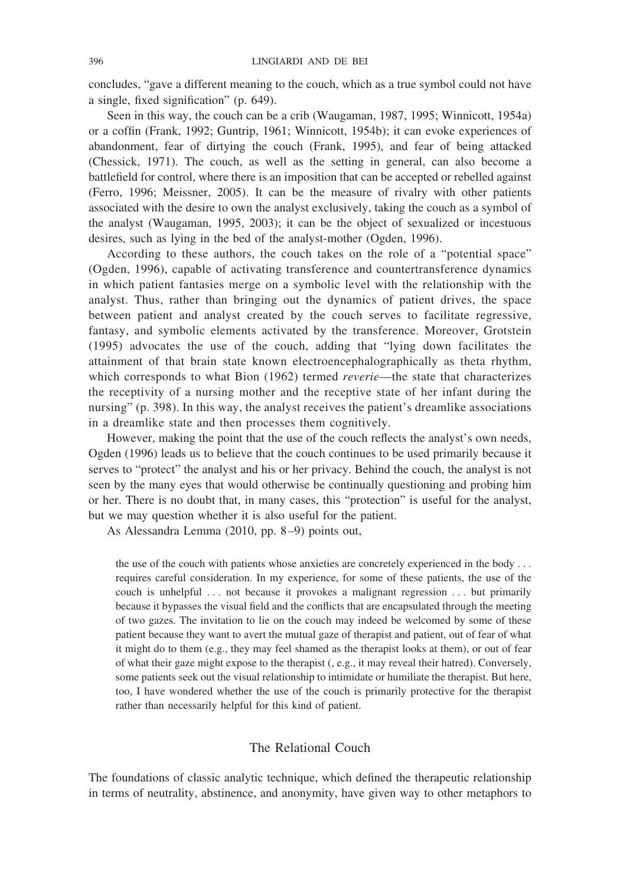concludes, "gave a different meaning to the couch, which as a true symbol could not have a single, fixed signification" (p. 649).

Seen in this way, the couch can be a crib (Waugaman, 1987, 1995; Winnicott, 1954a) or a coffin (Frank, 1992; Guntrip, 1961; Winnicott, 1954b); it can evoke experiences of abandonment, fear of dirtying the couch (Frank, 1995), and fear of being attacked (Chessick, 1971). The couch, as well as the setting in general, can also become a battlefield for control, where there is an imposition that can be accepted or rebelled against (Ferro, 1996; Meissner, 2005). It can be the measure of rivalry with other patients associated with the desire to own the analyst exclusively, taking the couch as a symbol of the analyst (Waugaman, 1995, 2003); it can be the object of sexualized or incestuous desires, such as lying in the bed of the analyst-mother (Ogden, 1996).

According to these authors, the couch takes on the role of a "potential space" (Ogden, 1996), capable of activating transference and countertransference dynamics in which patient fantasies merge on a symbolic level with the relationship with the analyst. Thus, rather than bringing out the dynamics of patient drives, the space between patient and analyst created by the couch serves to facilitate regressive, fantasy, and symbolic elements activated by the transference. Moreover, Grotstein (1995) advocates the use of the couch, adding that "lying down facilitates the attainment of that brain state known electroencephalographically as theta rhythm, which corresponds to what Bion (1962) termed *reverie*—the state that characterizes the receptivity of a nursing mother and the receptive state of her infant during the nursing" (p. 398). In this way, the analyst receives the patient's dreamlike associations in a dreamlike state and then processes them cognitively.

However, making the point that the use of the couch reflects the analyst's own needs, Ogden (1996) leads us to believe that the couch continues to be used primarily because it serves to "protect" the analyst and his or her privacy. Behind the couch, the analyst is not seen by the many eyes that would otherwise be continually questioning and probing him or her. There is no doubt that, in many cases, this "protection" is useful for the analyst, but we may question whether it is also useful for the patient.

As Alessandra Lemma (2010, pp. 8–9) points out,

> the use of the couch with patients whose anxieties are concretely experienced in the body . . . requires careful consideration. In my experience, for some of these patients, the use of the couch is unhelpful . . . not because it provokes a malignant regression . . . but primarily because it bypasses the visual field and the conflicts that are encapsulated through the meeting of two gazes. The invitation to lie on the couch may indeed be welcomed by some of these patient because they want to avert the mutual gaze of therapist and patient, out of fear of what it might do to them (e.g., they may feel shamed as the therapist looks at them), or out of fear of what their gaze might expose to the therapist (, e.g., it may reveal their hatred). Conversely, some patients seek out the visual relationship to intimidate or humiliate the therapist. But here, too, I have wondered whether the use of the couch is primarily protective for the therapist rather than necessarily helpful for this kind of patient.

## The Relational Couch

The foundations of classic analytic technique, which defined the therapeutic relationship in terms of neutrality, abstinence, and anonymity, have given way to other metaphors to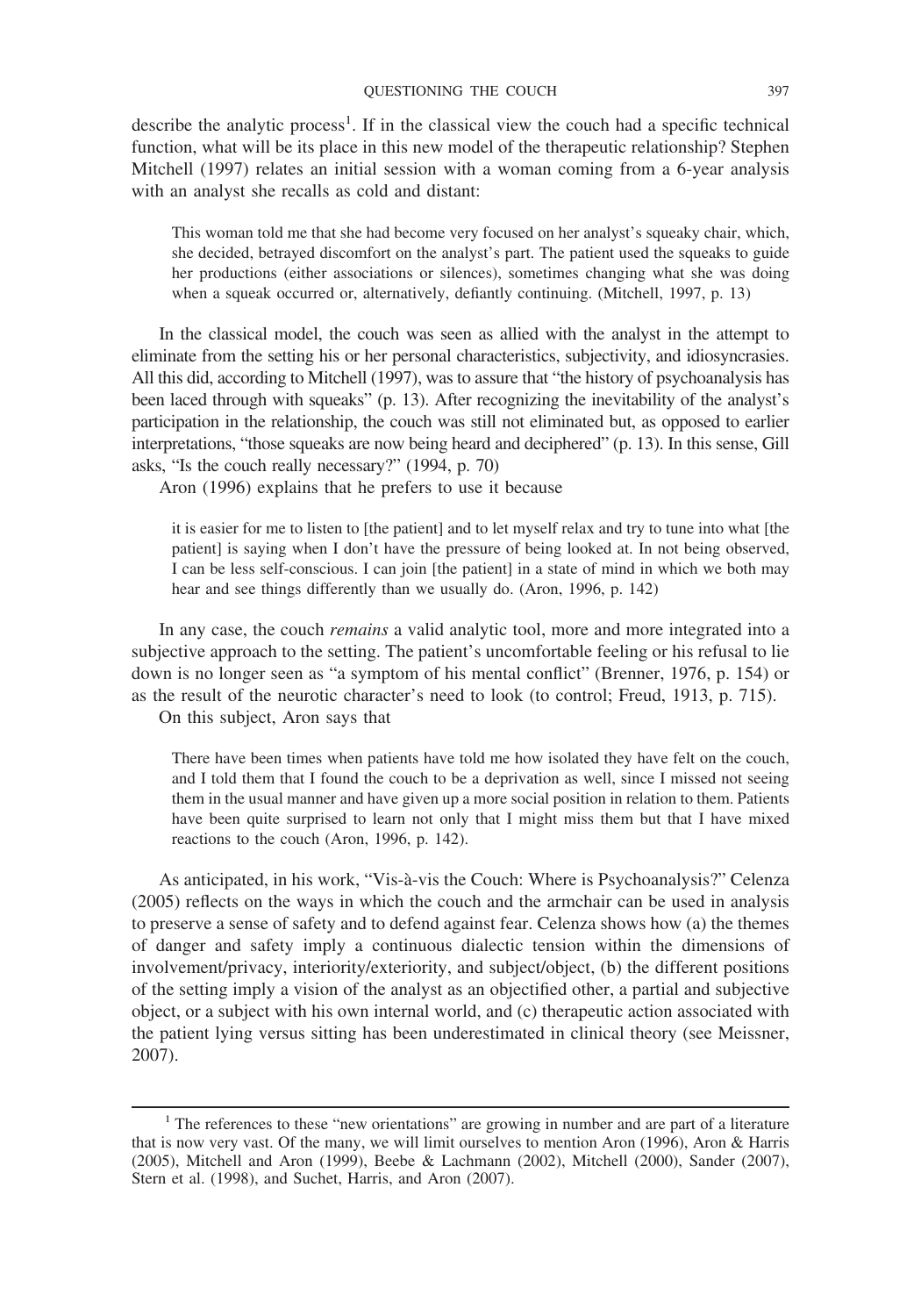describe the analytic process[1]. If in the classical view the couch had a specific technical function, what will be its place in this new model of the therapeutic relationship? Stephen Mitchell (1997) relates an initial session with a woman coming from a 6-year analysis with an analyst she recalls as cold and distant:

> This woman told me that she had become very focused on her analyst's squeaky chair, which, she decided, betrayed discomfort on the analyst's part. The patient used the squeaks to guide her productions (either associations or silences), sometimes changing what she was doing when a squeak occurred or, alternatively, defiantly continuing. (Mitchell, 1997, p. 13)

In the classical model, the couch was seen as allied with the analyst in the attempt to eliminate from the setting his or her personal characteristics, subjectivity, and idiosyncrasies. All this did, according to Mitchell (1997), was to assure that "the history of psychoanalysis has been laced through with squeaks" (p. 13). After recognizing the inevitability of the analyst's participation in the relationship, the couch was still not eliminated but, as opposed to earlier interpretations, "those squeaks are now being heard and deciphered" (p. 13). In this sense, Gill asks, "Is the couch really necessary?" (1994, p. 70)

Aron (1996) explains that he prefers to use it because

> it is easier for me to listen to [the patient] and to let myself relax and try to tune into what [the patient] is saying when I don't have the pressure of being looked at. In not being observed, I can be less self-conscious. I can join [the patient] in a state of mind in which we both may hear and see things differently than we usually do. (Aron, 1996, p. 142)

In any case, the couch *remains* a valid analytic tool, more and more integrated into a subjective approach to the setting. The patient's uncomfortable feeling or his refusal to lie down is no longer seen as "a symptom of his mental conflict" (Brenner, 1976, p. 154) or as the result of the neurotic character's need to look (to control; Freud, 1913, p. 715).

On this subject, Aron says that

> There have been times when patients have told me how isolated they have felt on the couch, and I told them that I found the couch to be a deprivation as well, since I missed not seeing them in the usual manner and have given up a more social position in relation to them. Patients have been quite surprised to learn not only that I might miss them but that I have mixed reactions to the couch (Aron, 1996, p. 142).

As anticipated, in his work, "Vis-à-vis the Couch: Where is Psychoanalysis?" Celenza (2005) reflects on the ways in which the couch and the armchair can be used in analysis to preserve a sense of safety and to defend against fear. Celenza shows how (a) the themes of danger and safety imply a continuous dialectic tension within the dimensions of involvement/privacy, interiority/exteriority, and subject/object, (b) the different positions of the setting imply a vision of the analyst as an objectified other, a partial and subjective object, or a subject with his own internal world, and (c) therapeutic action associated with the patient lying versus sitting has been underestimated in clinical theory (see Meissner, 2007).

---

[1] The references to these "new orientations" are growing in number and are part of a literature that is now very vast. Of the many, we will limit ourselves to mention Aron (1996), Aron & Harris (2005), Mitchell and Aron (1999), Beebe & Lachmann (2002), Mitchell (2000), Sander (2007), Stern et al. (1998), and Suchet, Harris, and Aron (2007).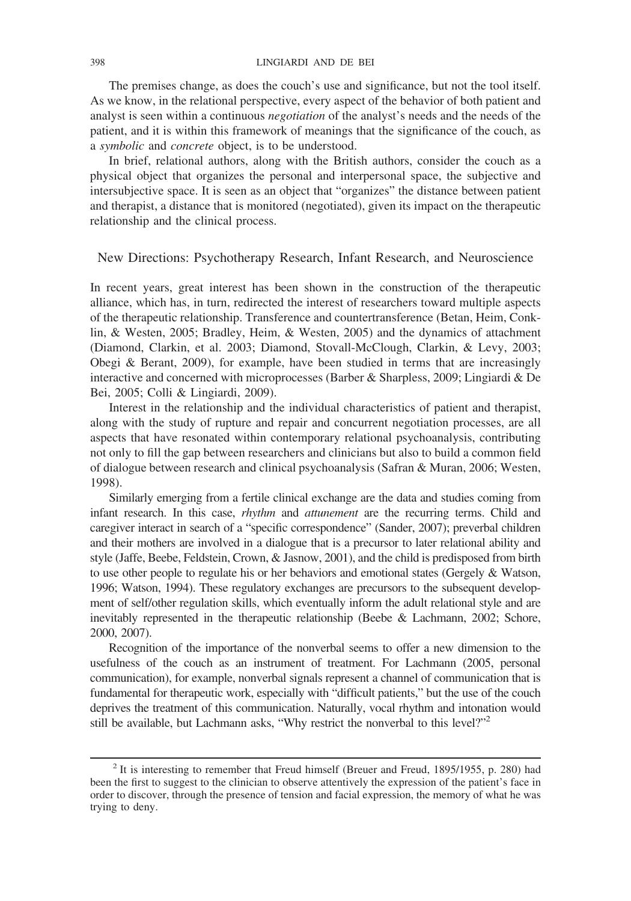The premises change, as does the couch's use and significance, but not the tool itself. As we know, in the relational perspective, every aspect of the behavior of both patient and analyst is seen within a continuous *negotiation* of the analyst's needs and the needs of the patient, and it is within this framework of meanings that the significance of the couch, as a *symbolic* and *concrete* object, is to be understood.

In brief, relational authors, along with the British authors, consider the couch as a physical object that organizes the personal and interpersonal space, the subjective and intersubjective space. It is seen as an object that "organizes" the distance between patient and therapist, a distance that is monitored (negotiated), given its impact on the therapeutic relationship and the clinical process.

## New Directions: Psychotherapy Research, Infant Research, and Neuroscience

In recent years, great interest has been shown in the construction of the therapeutic alliance, which has, in turn, redirected the interest of researchers toward multiple aspects of the therapeutic relationship. Transference and countertransference (Betan, Heim, Conklin, & Westen, 2005; Bradley, Heim, & Westen, 2005) and the dynamics of attachment (Diamond, Clarkin, et al. 2003; Diamond, Stovall-McClough, Clarkin, & Levy, 2003; Obegi & Berant, 2009), for example, have been studied in terms that are increasingly interactive and concerned with microprocesses (Barber & Sharpless, 2009; Lingiardi & De Bei, 2005; Colli & Lingiardi, 2009).

Interest in the relationship and the individual characteristics of patient and therapist, along with the study of rupture and repair and concurrent negotiation processes, are all aspects that have resonated within contemporary relational psychoanalysis, contributing not only to fill the gap between researchers and clinicians but also to build a common field of dialogue between research and clinical psychoanalysis (Safran & Muran, 2006; Westen, 1998).

Similarly emerging from a fertile clinical exchange are the data and studies coming from infant research. In this case, *rhythm* and *attunement* are the recurring terms. Child and caregiver interact in search of a "specific correspondence" (Sander, 2007); preverbal children and their mothers are involved in a dialogue that is a precursor to later relational ability and style (Jaffe, Beebe, Feldstein, Crown, & Jasnow, 2001), and the child is predisposed from birth to use other people to regulate his or her behaviors and emotional states (Gergely & Watson, 1996; Watson, 1994). These regulatory exchanges are precursors to the subsequent development of self/other regulation skills, which eventually inform the adult relational style and are inevitably represented in the therapeutic relationship (Beebe & Lachmann, 2002; Schore, 2000, 2007).

Recognition of the importance of the nonverbal seems to offer a new dimension to the usefulness of the couch as an instrument of treatment. For Lachmann (2005, personal communication), for example, nonverbal signals represent a channel of communication that is fundamental for therapeutic work, especially with "difficult patients," but the use of the couch deprives the treatment of this communication. Naturally, vocal rhythm and intonation would still be available, but Lachmann asks, "Why restrict the nonverbal to this level?"[2]

[2] It is interesting to remember that Freud himself (Breuer and Freud, 1895/1955, p. 280) had been the first to suggest to the clinician to observe attentively the expression of the patient's face in order to discover, through the presence of tension and facial expression, the memory of what he was trying to deny.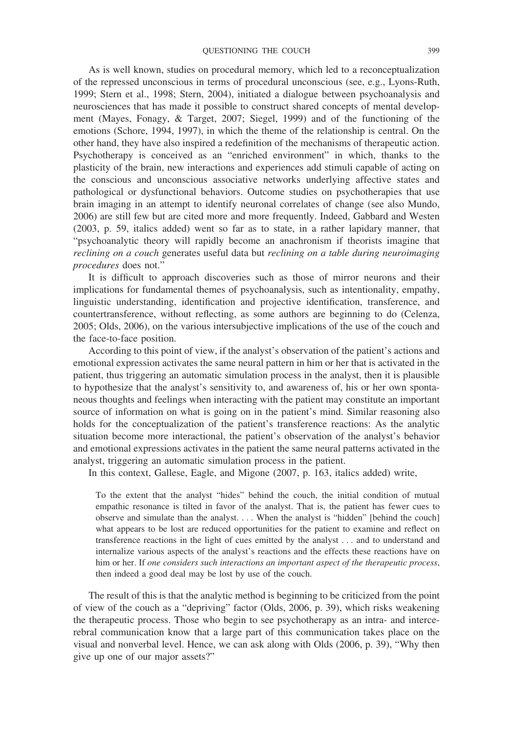As is well known, studies on procedural memory, which led to a reconceptualization of the repressed unconscious in terms of procedural unconscious (see, e.g., Lyons-Ruth, 1999; Stern et al., 1998; Stern, 2004), initiated a dialogue between psychoanalysis and neurosciences that has made it possible to construct shared concepts of mental development (Mayes, Fonagy, & Target, 2007; Siegel, 1999) and of the functioning of the emotions (Schore, 1994, 1997), in which the theme of the relationship is central. On the other hand, they have also inspired a redefinition of the mechanisms of therapeutic action. Psychotherapy is conceived as an "enriched environment" in which, thanks to the plasticity of the brain, new interactions and experiences add stimuli capable of acting on the conscious and unconscious associative networks underlying affective states and pathological or dysfunctional behaviors. Outcome studies on psychotherapies that use brain imaging in an attempt to identify neuronal correlates of change (see also Mundo, 2006) are still few but are cited more and more frequently. Indeed, Gabbard and Westen (2003, p. 59, italics added) went so far as to state, in a rather lapidary manner, that "psychoanalytic theory will rapidly become an anachronism if theorists imagine that *reclining on a couch* generates useful data but *reclining on a table during neuroimaging procedures* does not."

It is difficult to approach discoveries such as those of mirror neurons and their implications for fundamental themes of psychoanalysis, such as intentionality, empathy, linguistic understanding, identification and projective identification, transference, and countertransference, without reflecting, as some authors are beginning to do (Celenza, 2005; Olds, 2006), on the various intersubjective implications of the use of the couch and the face-to-face position.

According to this point of view, if the analyst's observation of the patient's actions and emotional expression activates the same neural pattern in him or her that is activated in the patient, thus triggering an automatic simulation process in the analyst, then it is plausible to hypothesize that the analyst's sensitivity to, and awareness of, his or her own spontaneous thoughts and feelings when interacting with the patient may constitute an important source of information on what is going on in the patient's mind. Similar reasoning also holds for the conceptualization of the patient's transference reactions: As the analytic situation become more interactional, the patient's observation of the analyst's behavior and emotional expressions activates in the patient the same neural patterns activated in the analyst, triggering an automatic simulation process in the patient.

In this context, Gallese, Eagle, and Migone (2007, p. 163, italics added) write,

> To the extent that the analyst "hides" behind the couch, the initial condition of mutual empathic resonance is tilted in favor of the analyst. That is, the patient has fewer cues to observe and simulate than the analyst. . . . When the analyst is "hidden" [behind the couch] what appears to be lost are reduced opportunities for the patient to examine and reflect on transference reactions in the light of cues emitted by the analyst . . . and to understand and internalize various aspects of the analyst's reactions and the effects these reactions have on him or her. If *one considers such interactions an important aspect of the therapeutic process*, then indeed a good deal may be lost by use of the couch.

The result of this is that the analytic method is beginning to be criticized from the point of view of the couch as a "depriving" factor (Olds, 2006, p. 39), which risks weakening the therapeutic process. Those who begin to see psychotherapy as an intra- and intercerebral communication know that a large part of this communication takes place on the visual and nonverbal level. Hence, we can ask along with Olds (2006, p. 39), "Why then give up one of our major assets?"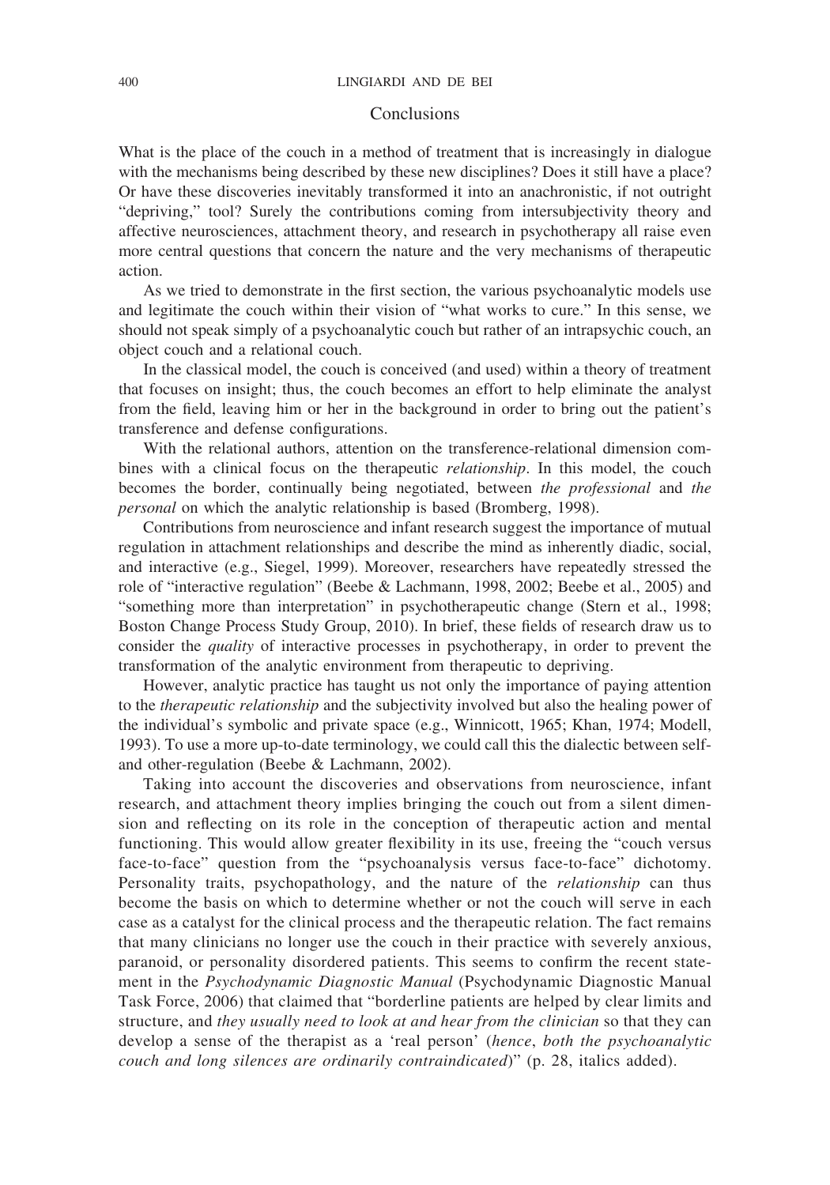## Conclusions

What is the place of the couch in a method of treatment that is increasingly in dialogue with the mechanisms being described by these new disciplines? Does it still have a place? Or have these discoveries inevitably transformed it into an anachronistic, if not outright "depriving," tool? Surely the contributions coming from intersubjectivity theory and affective neurosciences, attachment theory, and research in psychotherapy all raise even more central questions that concern the nature and the very mechanisms of therapeutic action.

As we tried to demonstrate in the first section, the various psychoanalytic models use and legitimate the couch within their vision of "what works to cure." In this sense, we should not speak simply of a psychoanalytic couch but rather of an intrapsychic couch, an object couch and a relational couch.

In the classical model, the couch is conceived (and used) within a theory of treatment that focuses on insight; thus, the couch becomes an effort to help eliminate the analyst from the field, leaving him or her in the background in order to bring out the patient's transference and defense configurations.

With the relational authors, attention on the transference-relational dimension combines with a clinical focus on the therapeutic *relationship*. In this model, the couch becomes the border, continually being negotiated, between *the professional* and *the personal* on which the analytic relationship is based (Bromberg, 1998).

Contributions from neuroscience and infant research suggest the importance of mutual regulation in attachment relationships and describe the mind as inherently diadic, social, and interactive (e.g., Siegel, 1999). Moreover, researchers have repeatedly stressed the role of "interactive regulation" (Beebe & Lachmann, 1998, 2002; Beebe et al., 2005) and "something more than interpretation" in psychotherapeutic change (Stern et al., 1998; Boston Change Process Study Group, 2010). In brief, these fields of research draw us to consider the *quality* of interactive processes in psychotherapy, in order to prevent the transformation of the analytic environment from therapeutic to depriving.

However, analytic practice has taught us not only the importance of paying attention to the *therapeutic relationship* and the subjectivity involved but also the healing power of the individual's symbolic and private space (e.g., Winnicott, 1965; Khan, 1974; Modell, 1993). To use a more up-to-date terminology, we could call this the dialectic between self- and other-regulation (Beebe & Lachmann, 2002).

Taking into account the discoveries and observations from neuroscience, infant research, and attachment theory implies bringing the couch out from a silent dimension and reflecting on its role in the conception of therapeutic action and mental functioning. This would allow greater flexibility in its use, freeing the "couch versus face-to-face" question from the "psychoanalysis versus face-to-face" dichotomy. Personality traits, psychopathology, and the nature of the *relationship* can thus become the basis on which to determine whether or not the couch will serve in each case as a catalyst for the clinical process and the therapeutic relation. The fact remains that many clinicians no longer use the couch in their practice with severely anxious, paranoid, or personality disordered patients. This seems to confirm the recent statement in the *Psychodynamic Diagnostic Manual* (Psychodynamic Diagnostic Manual Task Force, 2006) that claimed that "borderline patients are helped by clear limits and structure, and *they usually need to look at and hear from the clinician* so that they can develop a sense of the therapist as a 'real person' (*hence*, *both the psychoanalytic couch and long silences are ordinarily contraindicated*)" (p. 28, italics added).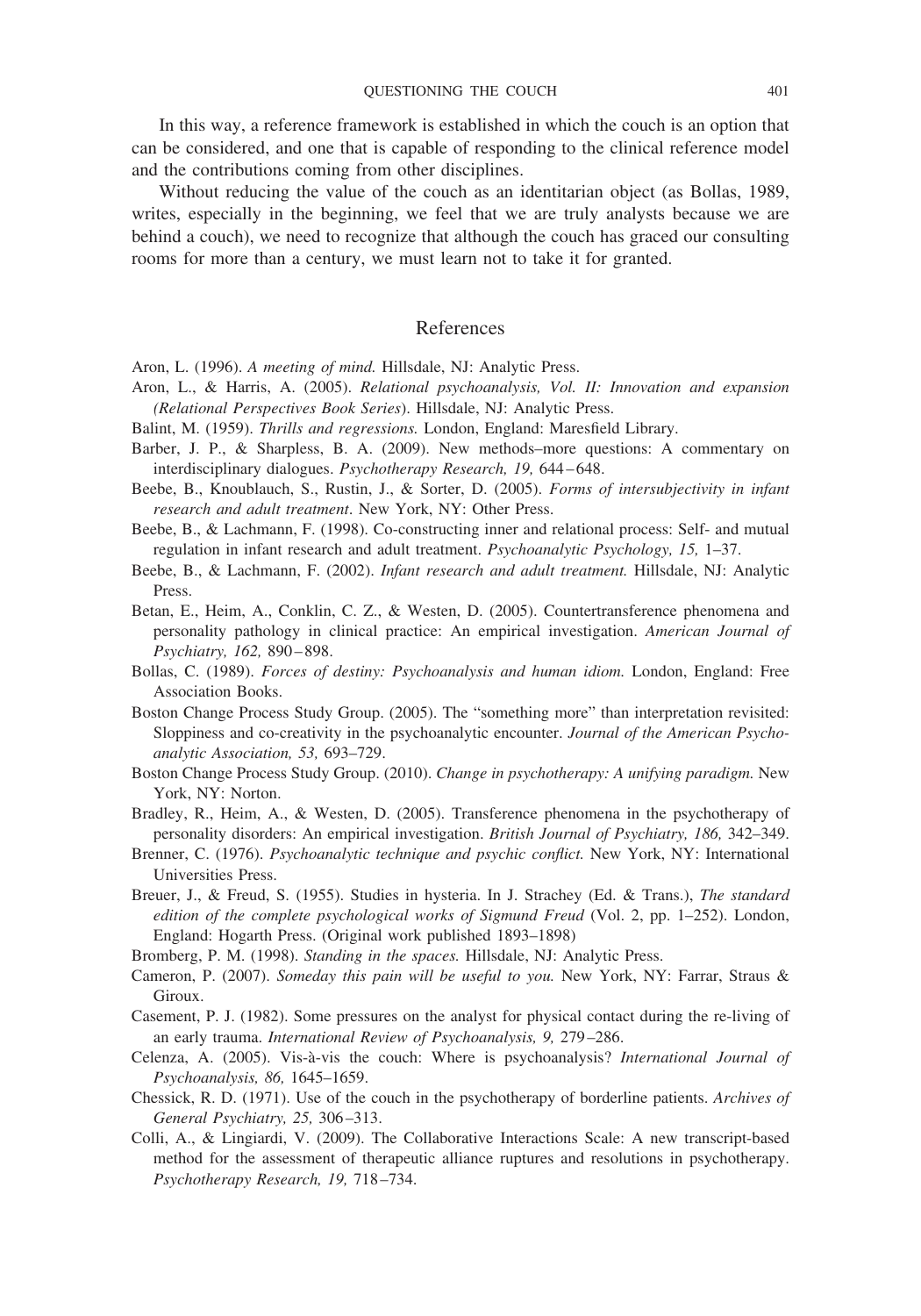In this way, a reference framework is established in which the couch is an option that can be considered, and one that is capable of responding to the clinical reference model and the contributions coming from other disciplines.

Without reducing the value of the couch as an identitarian object (as Bollas, 1989, writes, especially in the beginning, we feel that we are truly analysts because we are behind a couch), we need to recognize that although the couch has graced our consulting rooms for more than a century, we must learn not to take it for granted.

## References

Aron, L. (1996). *A meeting of mind.* Hillsdale, NJ: Analytic Press.

Aron, L., & Harris, A. (2005). *Relational psychoanalysis, Vol. II: Innovation and expansion (Relational Perspectives Book Series)*. Hillsdale, NJ: Analytic Press.

Balint, M. (1959). *Thrills and regressions.* London, England: Maresfield Library.

Barber, J. P., & Sharpless, B. A. (2009). New methods–more questions: A commentary on interdisciplinary dialogues. *Psychotherapy Research, 19,* 644–648.

Beebe, B., Knoublauch, S., Rustin, J., & Sorter, D. (2005). *Forms of intersubjectivity in infant research and adult treatment*. New York, NY: Other Press.

Beebe, B., & Lachmann, F. (1998). Co-constructing inner and relational process: Self- and mutual regulation in infant research and adult treatment. *Psychoanalytic Psychology, 15,* 1–37.

Beebe, B., & Lachmann, F. (2002). *Infant research and adult treatment.* Hillsdale, NJ: Analytic Press.

Betan, E., Heim, A., Conklin, C. Z., & Westen, D. (2005). Countertransference phenomena and personality pathology in clinical practice: An empirical investigation. *American Journal of Psychiatry, 162,* 890–898.

Bollas, C. (1989). *Forces of destiny: Psychoanalysis and human idiom.* London, England: Free Association Books.

Boston Change Process Study Group. (2005). The "something more" than interpretation revisited: Sloppiness and co-creativity in the psychoanalytic encounter. *Journal of the American Psychoanalytic Association, 53,* 693–729.

Boston Change Process Study Group. (2010). *Change in psychotherapy: A unifying paradigm.* New York, NY: Norton.

Bradley, R., Heim, A., & Westen, D. (2005). Transference phenomena in the psychotherapy of personality disorders: An empirical investigation. *British Journal of Psychiatry, 186,* 342–349.

Brenner, C. (1976). *Psychoanalytic technique and psychic conflict.* New York, NY: International Universities Press.

Breuer, J., & Freud, S. (1955). Studies in hysteria. In J. Strachey (Ed. & Trans.), *The standard edition of the complete psychological works of Sigmund Freud* (Vol. 2, pp. 1–252). London, England: Hogarth Press. (Original work published 1893–1898)

Bromberg, P. M. (1998). *Standing in the spaces.* Hillsdale, NJ: Analytic Press.

Cameron, P. (2007). *Someday this pain will be useful to you.* New York, NY: Farrar, Straus & Giroux.

Casement, P. J. (1982). Some pressures on the analyst for physical contact during the re-living of an early trauma. *International Review of Psychoanalysis, 9,* 279–286.

Celenza, A. (2005). Vis-à-vis the couch: Where is psychoanalysis? *International Journal of Psychoanalysis, 86,* 1645–1659.

Chessick, R. D. (1971). Use of the couch in the psychotherapy of borderline patients. *Archives of General Psychiatry, 25,* 306–313.

Colli, A., & Lingiardi, V. (2009). The Collaborative Interactions Scale: A new transcript-based method for the assessment of therapeutic alliance ruptures and resolutions in psychotherapy. *Psychotherapy Research, 19,* 718–734.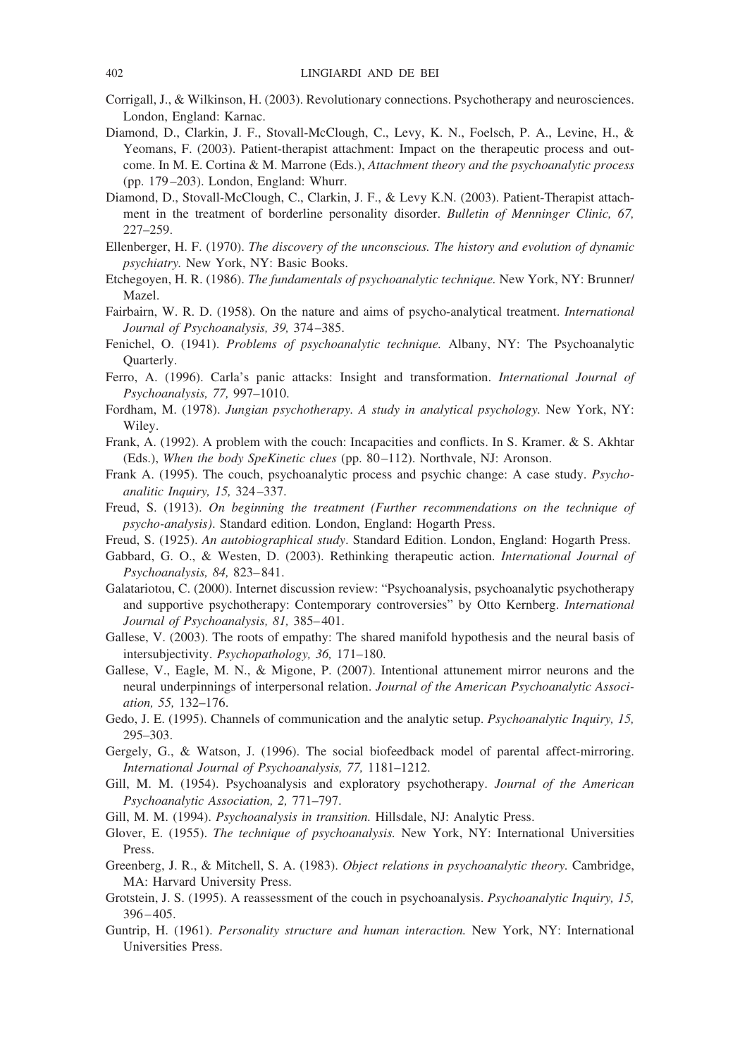Corrigall, J., & Wilkinson, H. (2003). Revolutionary connections. Psychotherapy and neurosciences. London, England: Karnac.

Diamond, D., Clarkin, J. F., Stovall-McClough, C., Levy, K. N., Foelsch, P. A., Levine, H., & Yeomans, F. (2003). Patient-therapist attachment: Impact on the therapeutic process and outcome. In M. E. Cortina & M. Marrone (Eds.), *Attachment theory and the psychoanalytic process* (pp. 179–203). London, England: Whurr.

Diamond, D., Stovall-McClough, C., Clarkin, J. F., & Levy K.N. (2003). Patient-Therapist attachment in the treatment of borderline personality disorder. *Bulletin of Menninger Clinic, 67,* 227–259.

Ellenberger, H. F. (1970). *The discovery of the unconscious. The history and evolution of dynamic psychiatry.* New York, NY: Basic Books.

Etchegoyen, H. R. (1986). *The fundamentals of psychoanalytic technique.* New York, NY: Brunner/Mazel.

Fairbairn, W. R. D. (1958). On the nature and aims of psycho-analytical treatment. *International Journal of Psychoanalysis, 39,* 374–385.

Fenichel, O. (1941). *Problems of psychoanalytic technique.* Albany, NY: The Psychoanalytic Quarterly.

Ferro, A. (1996). Carla's panic attacks: Insight and transformation. *International Journal of Psychoanalysis, 77,* 997–1010.

Fordham, M. (1978). *Jungian psychotherapy. A study in analytical psychology.* New York, NY: Wiley.

Frank, A. (1992). A problem with the couch: Incapacities and conflicts. In S. Kramer. & S. Akhtar (Eds.), *When the body SpeKinetic clues* (pp. 80–112). Northvale, NJ: Aronson.

Frank A. (1995). The couch, psychoanalytic process and psychic change: A case study. *Psychoanalitic Inquiry, 15,* 324–337.

Freud, S. (1913). *On beginning the treatment (Further recommendations on the technique of psycho-analysis)*. Standard edition. London, England: Hogarth Press.

Freud, S. (1925). *An autobiographical study*. Standard Edition. London, England: Hogarth Press.

Gabbard, G. O., & Westen, D. (2003). Rethinking therapeutic action. *International Journal of Psychoanalysis, 84,* 823–841.

Galatariotou, C. (2000). Internet discussion review: "Psychoanalysis, psychoanalytic psychotherapy and supportive psychotherapy: Contemporary controversies" by Otto Kernberg. *International Journal of Psychoanalysis, 81,* 385–401.

Gallese, V. (2003). The roots of empathy: The shared manifold hypothesis and the neural basis of intersubjectivity. *Psychopathology, 36,* 171–180.

Gallese, V., Eagle, M. N., & Migone, P. (2007). Intentional attunement mirror neurons and the neural underpinnings of interpersonal relation. *Journal of the American Psychoanalytic Association, 55,* 132–176.

Gedo, J. E. (1995). Channels of communication and the analytic setup. *Psychoanalytic Inquiry, 15,* 295–303.

Gergely, G., & Watson, J. (1996). The social biofeedback model of parental affect-mirroring. *International Journal of Psychoanalysis, 77,* 1181–1212.

Gill, M. M. (1954). Psychoanalysis and exploratory psychotherapy. *Journal of the American Psychoanalytic Association, 2,* 771–797.

Gill, M. M. (1994). *Psychoanalysis in transition.* Hillsdale, NJ: Analytic Press.

Glover, E. (1955). *The technique of psychoanalysis.* New York, NY: International Universities Press.

Greenberg, J. R., & Mitchell, S. A. (1983). *Object relations in psychoanalytic theory.* Cambridge, MA: Harvard University Press.

Grotstein, J. S. (1995). A reassessment of the couch in psychoanalysis. *Psychoanalytic Inquiry, 15,* 396–405.

Guntrip, H. (1961). *Personality structure and human interaction.* New York, NY: International Universities Press.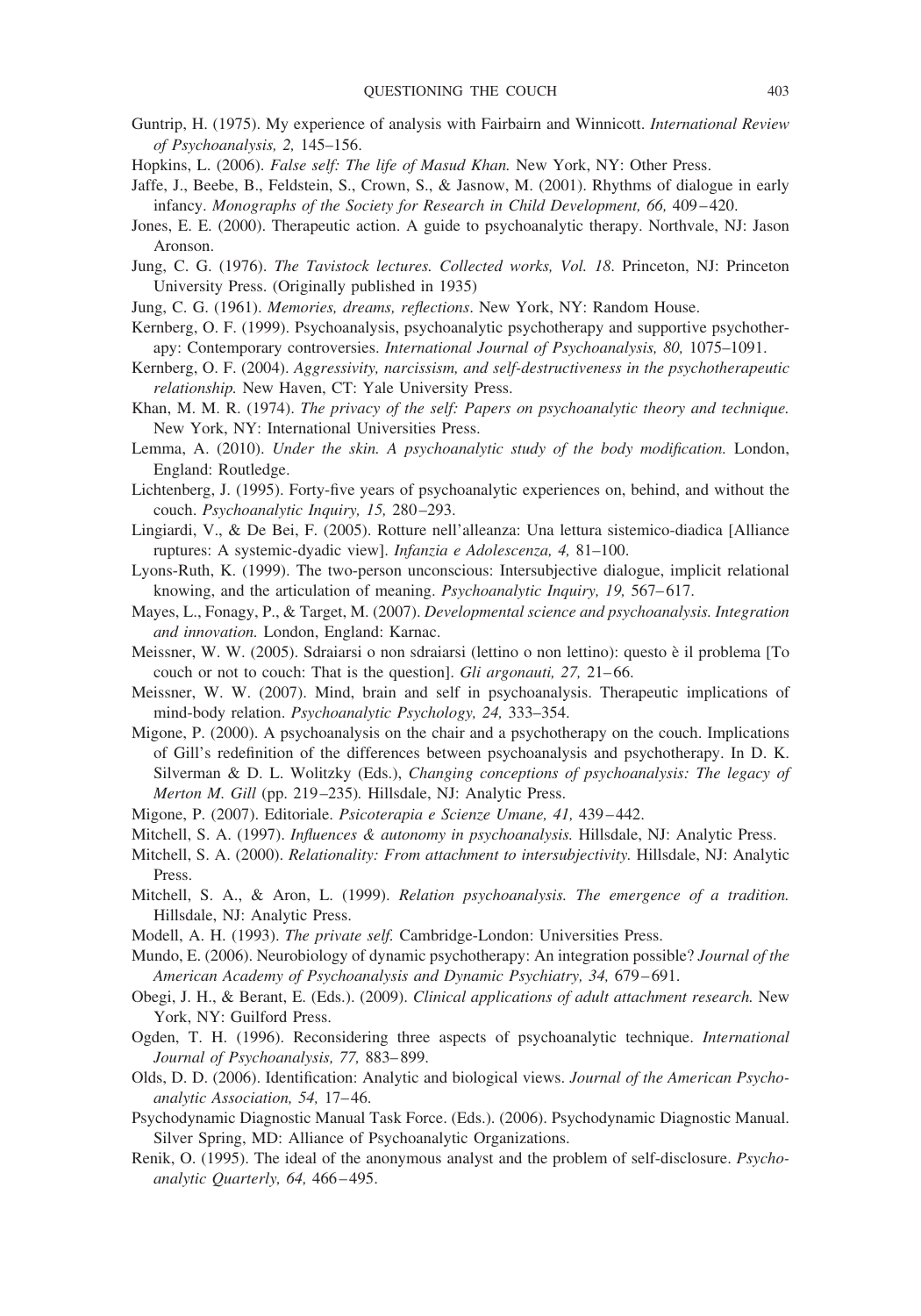Guntrip, H. (1975). My experience of analysis with Fairbairn and Winnicott. *International Review of Psychoanalysis, 2,* 145–156.

Hopkins, L. (2006). *False self: The life of Masud Khan.* New York, NY: Other Press.

Jaffe, J., Beebe, B., Feldstein, S., Crown, S., & Jasnow, M. (2001). Rhythms of dialogue in early infancy. *Monographs of the Society for Research in Child Development, 66,* 409–420.

Jones, E. E. (2000). Therapeutic action. A guide to psychoanalytic therapy. Northvale, NJ: Jason Aronson.

Jung, C. G. (1976). *The Tavistock lectures. Collected works, Vol. 18*. Princeton, NJ: Princeton University Press. (Originally published in 1935)

Jung, C. G. (1961). *Memories, dreams, reflections*. New York, NY: Random House.

Kernberg, O. F. (1999). Psychoanalysis, psychoanalytic psychotherapy and supportive psychotherapy: Contemporary controversies. *International Journal of Psychoanalysis, 80,* 1075–1091.

Kernberg, O. F. (2004). *Aggressivity, narcissism, and self-destructiveness in the psychotherapeutic relationship.* New Haven, CT: Yale University Press.

Khan, M. M. R. (1974). *The privacy of the self: Papers on psychoanalytic theory and technique.* New York, NY: International Universities Press.

Lemma, A. (2010). *Under the skin. A psychoanalytic study of the body modification.* London, England: Routledge.

Lichtenberg, J. (1995). Forty-five years of psychoanalytic experiences on, behind, and without the couch. *Psychoanalytic Inquiry, 15,* 280–293.

Lingiardi, V., & De Bei, F. (2005). Rotture nell'alleanza: Una lettura sistemico-diadica [Alliance ruptures: A systemic-dyadic view]. *Infanzia e Adolescenza, 4,* 81–100.

Lyons-Ruth, K. (1999). The two-person unconscious: Intersubjective dialogue, implicit relational knowing, and the articulation of meaning. *Psychoanalytic Inquiry, 19,* 567–617.

Mayes, L., Fonagy, P., & Target, M. (2007). *Developmental science and psychoanalysis. Integration and innovation.* London, England: Karnac.

Meissner, W. W. (2005). Sdraiarsi o non sdraiarsi (lettino o non lettino): questo è il problema [To couch or not to couch: That is the question]. *Gli argonauti, 27,* 21–66.

Meissner, W. W. (2007). Mind, brain and self in psychoanalysis. Therapeutic implications of mind-body relation. *Psychoanalytic Psychology, 24,* 333–354.

Migone, P. (2000). A psychoanalysis on the chair and a psychotherapy on the couch. Implications of Gill's redefinition of the differences between psychoanalysis and psychotherapy. In D. K. Silverman & D. L. Wolitzky (Eds.), *Changing conceptions of psychoanalysis: The legacy of Merton M. Gill* (pp. 219–235)*.* Hillsdale, NJ: Analytic Press.

Migone, P. (2007). Editoriale. *Psicoterapia e Scienze Umane, 41,* 439–442.

Mitchell, S. A. (1997). *Influences & autonomy in psychoanalysis.* Hillsdale, NJ: Analytic Press.

Mitchell, S. A. (2000). *Relationality: From attachment to intersubjectivity.* Hillsdale, NJ: Analytic Press.

Mitchell, S. A., & Aron, L. (1999). *Relation psychoanalysis. The emergence of a tradition.* Hillsdale, NJ: Analytic Press.

Modell, A. H. (1993). *The private self.* Cambridge-London: Universities Press.

Mundo, E. (2006). Neurobiology of dynamic psychotherapy: An integration possible? *Journal of the American Academy of Psychoanalysis and Dynamic Psychiatry, 34,* 679–691.

Obegi, J. H., & Berant, E. (Eds.). (2009). *Clinical applications of adult attachment research.* New York, NY: Guilford Press.

Ogden, T. H. (1996). Reconsidering three aspects of psychoanalytic technique. *International Journal of Psychoanalysis, 77,* 883–899.

Olds, D. D. (2006). Identification: Analytic and biological views. *Journal of the American Psychoanalytic Association, 54,* 17–46.

Psychodynamic Diagnostic Manual Task Force. (Eds.). (2006). Psychodynamic Diagnostic Manual. Silver Spring, MD: Alliance of Psychoanalytic Organizations.

Renik, O. (1995). The ideal of the anonymous analyst and the problem of self-disclosure. *Psychoanalytic Quarterly, 64,* 466–495.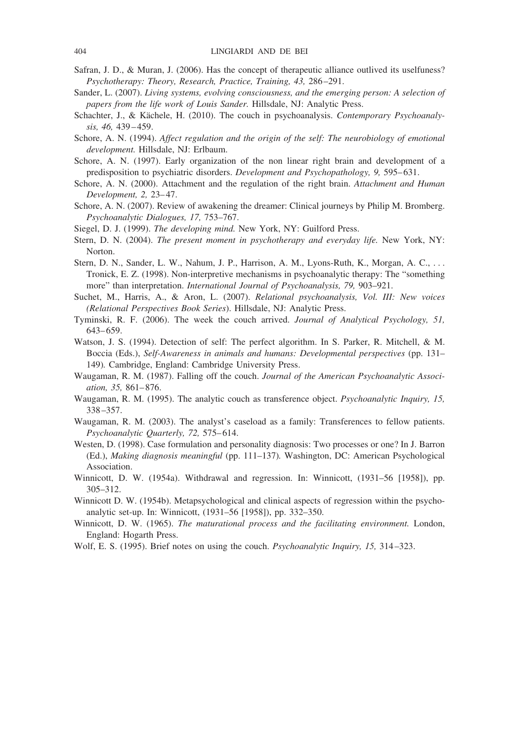Safran, J. D., & Muran, J. (2006). Has the concept of therapeutic alliance outlived its uselfuness? *Psychotherapy: Theory, Research, Practice, Training, 43,* 286–291.

Sander, L. (2007). *Living systems, evolving consciousness, and the emerging person: A selection of papers from the life work of Louis Sander.* Hillsdale, NJ: Analytic Press.

Schachter, J., & Kächele, H. (2010). The couch in psychoanalysis. *Contemporary Psychoanalysis, 46,* 439–459.

Schore, A. N. (1994). *Affect regulation and the origin of the self: The neurobiology of emotional development.* Hillsdale, NJ: Erlbaum.

Schore, A. N. (1997). Early organization of the non linear right brain and development of a predisposition to psychiatric disorders. *Development and Psychopathology, 9,* 595–631.

Schore, A. N. (2000). Attachment and the regulation of the right brain. *Attachment and Human Development, 2,* 23–47.

Schore, A. N. (2007). Review of awakening the dreamer: Clinical journeys by Philip M. Bromberg. *Psychoanalytic Dialogues, 17,* 753–767.

Siegel, D. J. (1999). *The developing mind.* New York, NY: Guilford Press.

Stern, D. N. (2004). *The present moment in psychotherapy and everyday life.* New York, NY: Norton.

Stern, D. N., Sander, L. W., Nahum, J. P., Harrison, A. M., Lyons-Ruth, K., Morgan, A. C., . . . Tronick, E. Z. (1998). Non-interpretive mechanisms in psychoanalytic therapy: The "something more" than interpretation. *International Journal of Psychoanalysis, 79,* 903–921.

Suchet, M., Harris, A., & Aron, L. (2007). *Relational psychoanalysis, Vol. III: New voices (Relational Perspectives Book Series*). Hillsdale, NJ: Analytic Press.

Tyminski, R. F. (2006). The week the couch arrived. *Journal of Analytical Psychology, 51,* 643–659.

Watson, J. S. (1994). Detection of self: The perfect algorithm. In S. Parker, R. Mitchell, & M. Boccia (Eds.), *Self-Awareness in animals and humans: Developmental perspectives* (pp. 131–149)*.* Cambridge, England: Cambridge University Press.

Waugaman, R. M. (1987). Falling off the couch. *Journal of the American Psychoanalytic Association, 35,* 861–876.

Waugaman, R. M. (1995). The analytic couch as transference object. *Psychoanalytic Inquiry, 15,* 338–357.

Waugaman, R. M. (2003). The analyst's caseload as a family: Transferences to fellow patients. *Psychoanalytic Quarterly, 72,* 575–614.

Westen, D. (1998). Case formulation and personality diagnosis: Two processes or one? In J. Barron (Ed.), *Making diagnosis meaningful* (pp. 111–137)*.* Washington, DC: American Psychological Association.

Winnicott, D. W. (1954a). Withdrawal and regression. In: Winnicott, (1931–56 [1958]), pp. 305–312.

Winnicott D. W. (1954b). Metapsychological and clinical aspects of regression within the psychoanalytic set-up. In: Winnicott, (1931–56 [1958]), pp. 332–350.

Winnicott, D. W. (1965). *The maturational process and the facilitating environment.* London, England: Hogarth Press.

Wolf, E. S. (1995). Brief notes on using the couch. *Psychoanalytic Inquiry, 15,* 314–323.